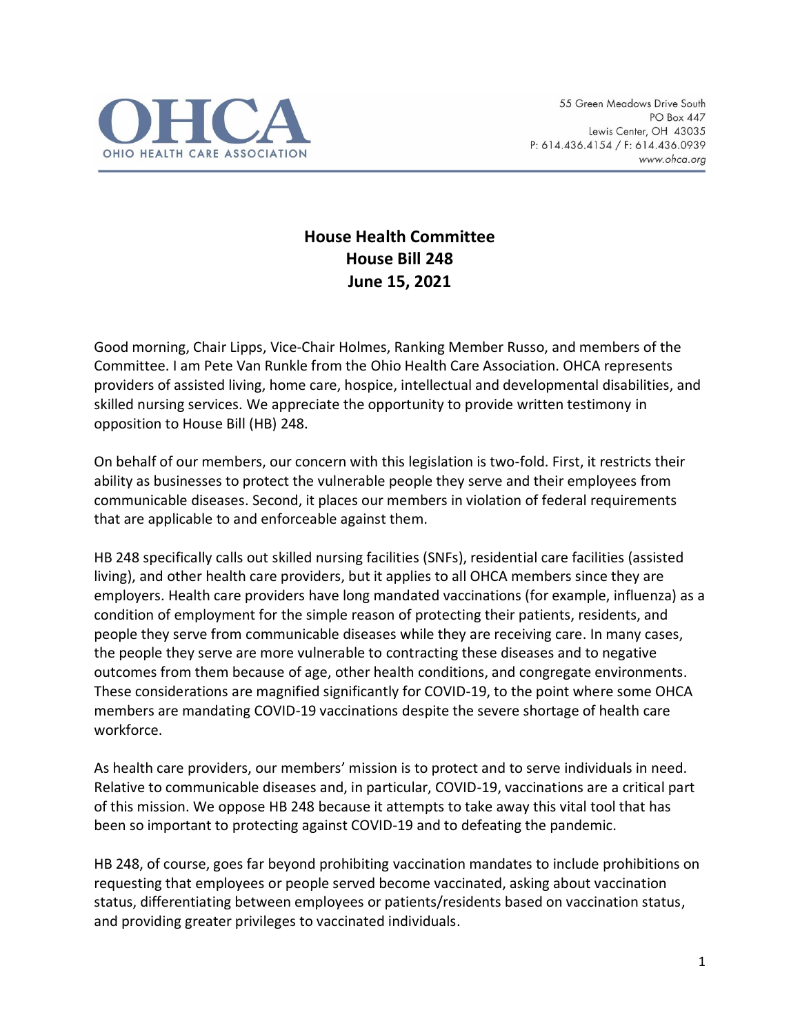OHCA
OHIO HEALTH CARE ASSOCIATION

55 Green Meadows Drive South
PO Box 447
Lewis Center, OH 43035
P: 614.436.4154 / F: 614.436.0939
www.ohca.org

**House Health Committee**
**House Bill 248**
**June 15, 2021**

Good morning, Chair Lipps, Vice-Chair Holmes, Ranking Member Russo, and members of the Committee. I am Pete Van Runkle from the Ohio Health Care Association. OHCA represents providers of assisted living, home care, hospice, intellectual and developmental disabilities, and skilled nursing services. We appreciate the opportunity to provide written testimony in opposition to House Bill (HB) 248.

On behalf of our members, our concern with this legislation is two-fold. First, it restricts their ability as businesses to protect the vulnerable people they serve and their employees from communicable diseases. Second, it places our members in violation of federal requirements that are applicable to and enforceable against them.

HB 248 specifically calls out skilled nursing facilities (SNFs), residential care facilities (assisted living), and other health care providers, but it applies to all OHCA members since they are employers. Health care providers have long mandated vaccinations (for example, influenza) as a condition of employment for the simple reason of protecting their patients, residents, and people they serve from communicable diseases while they are receiving care. In many cases, the people they serve are more vulnerable to contracting these diseases and to negative outcomes from them because of age, other health conditions, and congregate environments. These considerations are magnified significantly for COVID-19, to the point where some OHCA members are mandating COVID-19 vaccinations despite the severe shortage of health care workforce.

As health care providers, our members' mission is to protect and to serve individuals in need. Relative to communicable diseases and, in particular, COVID-19, vaccinations are a critical part of this mission. We oppose HB 248 because it attempts to take away this vital tool that has been so important to protecting against COVID-19 and to defeating the pandemic.

HB 248, of course, goes far beyond prohibiting vaccination mandates to include prohibitions on requesting that employees or people served become vaccinated, asking about vaccination status, differentiating between employees or patients/residents based on vaccination status, and providing greater privileges to vaccinated individuals.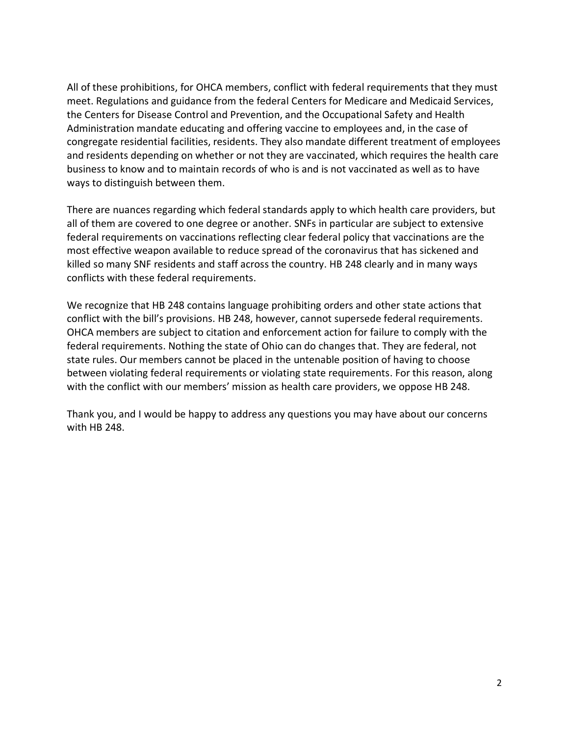All of these prohibitions, for OHCA members, conflict with federal requirements that they must meet. Regulations and guidance from the federal Centers for Medicare and Medicaid Services, the Centers for Disease Control and Prevention, and the Occupational Safety and Health Administration mandate educating and offering vaccine to employees and, in the case of congregate residential facilities, residents. They also mandate different treatment of employees and residents depending on whether or not they are vaccinated, which requires the health care business to know and to maintain records of who is and is not vaccinated as well as to have ways to distinguish between them.

There are nuances regarding which federal standards apply to which health care providers, but all of them are covered to one degree or another. SNFs in particular are subject to extensive federal requirements on vaccinations reflecting clear federal policy that vaccinations are the most effective weapon available to reduce spread of the coronavirus that has sickened and killed so many SNF residents and staff across the country. HB 248 clearly and in many ways conflicts with these federal requirements.

We recognize that HB 248 contains language prohibiting orders and other state actions that conflict with the bill's provisions. HB 248, however, cannot supersede federal requirements. OHCA members are subject to citation and enforcement action for failure to comply with the federal requirements. Nothing the state of Ohio can do changes that. They are federal, not state rules. Our members cannot be placed in the untenable position of having to choose between violating federal requirements or violating state requirements. For this reason, along with the conflict with our members' mission as health care providers, we oppose HB 248.

Thank you, and I would be happy to address any questions you may have about our concerns with HB 248.